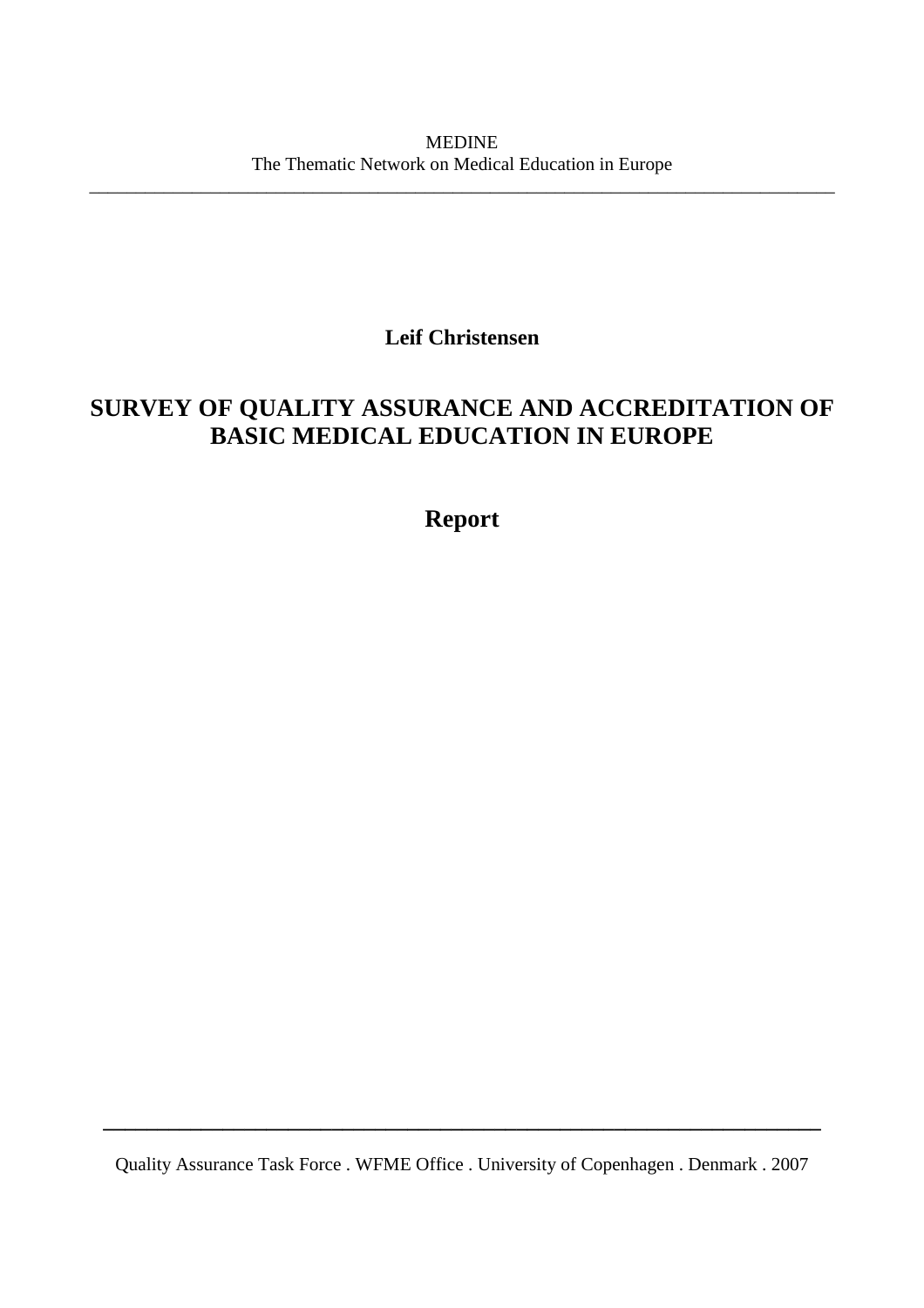MEDINE
The Thematic Network on Medical Education in Europe

---

**Leif Christensen**

# SURVEY OF QUALITY ASSURANCE AND ACCREDITATION OF BASIC MEDICAL EDUCATION IN EUROPE

## Report

---

Quality Assurance Task Force . WFME Office . University of Copenhagen . Denmark . 2007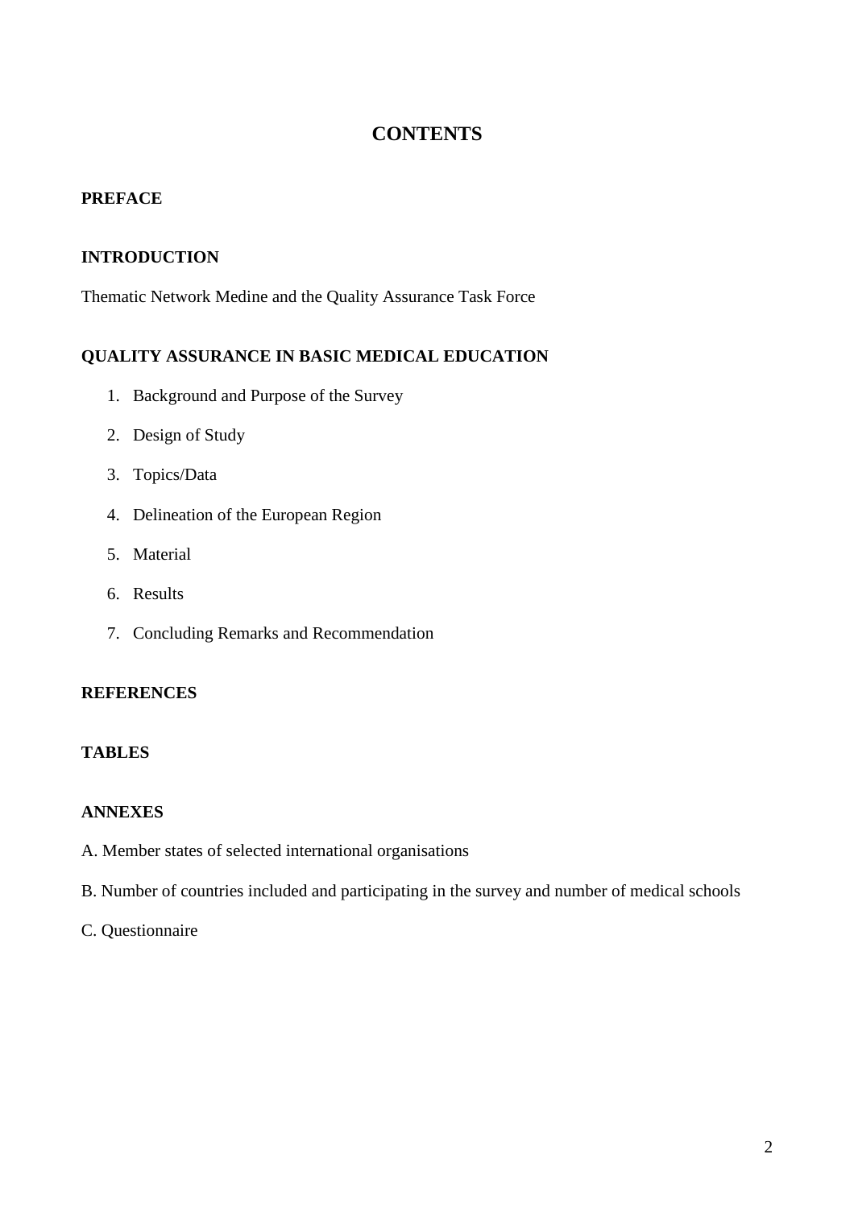# CONTENTS

**PREFACE**

**INTRODUCTION**

Thematic Network Medine and the Quality Assurance Task Force

**QUALITY ASSURANCE IN BASIC MEDICAL EDUCATION**

1. Background and Purpose of the Survey
2. Design of Study
3. Topics/Data
4. Delineation of the European Region
5. Material
6. Results
7. Concluding Remarks and Recommendation

**REFERENCES**

**TABLES**

**ANNEXES**

A. Member states of selected international organisations

B. Number of countries included and participating in the survey and number of medical schools

C. Questionnaire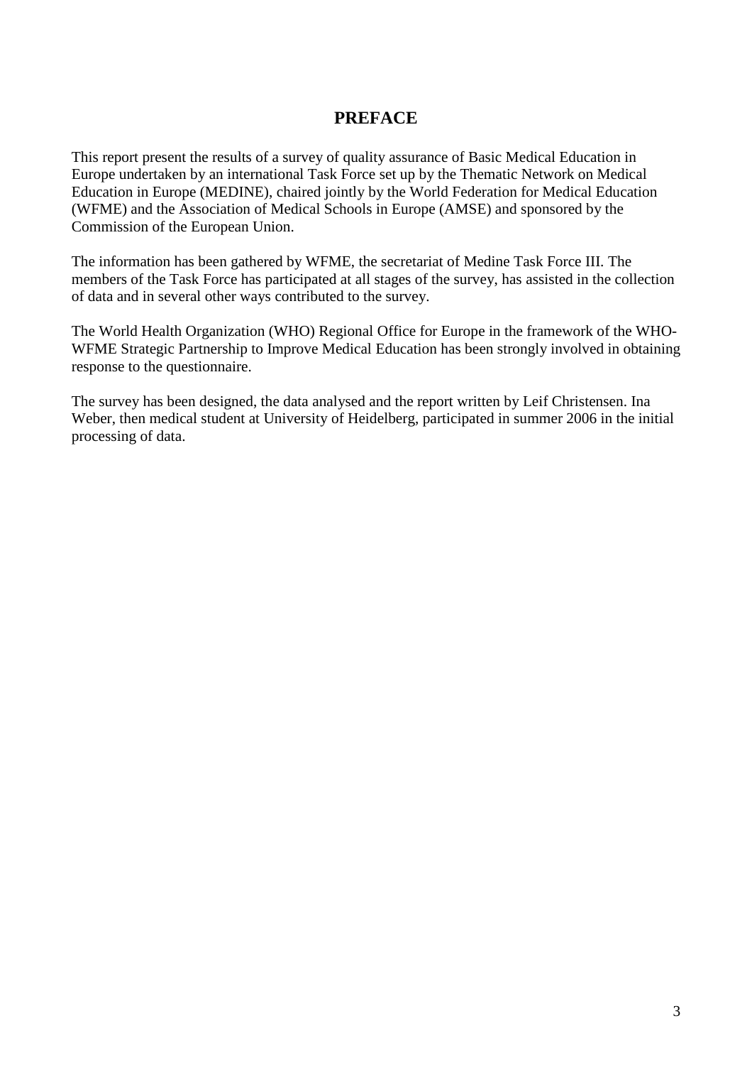# PREFACE

This report present the results of a survey of quality assurance of Basic Medical Education in Europe undertaken by an international Task Force set up by the Thematic Network on Medical Education in Europe (MEDINE), chaired jointly by the World Federation for Medical Education (WFME) and the Association of Medical Schools in Europe (AMSE) and sponsored by the Commission of the European Union.

The information has been gathered by WFME, the secretariat of Medine Task Force III. The members of the Task Force has participated at all stages of the survey, has assisted in the collection of data and in several other ways contributed to the survey.

The World Health Organization (WHO) Regional Office for Europe in the framework of the WHO-WFME Strategic Partnership to Improve Medical Education has been strongly involved in obtaining response to the questionnaire.

The survey has been designed, the data analysed and the report written by Leif Christensen. Ina Weber, then medical student at University of Heidelberg, participated in summer 2006 in the initial processing of data.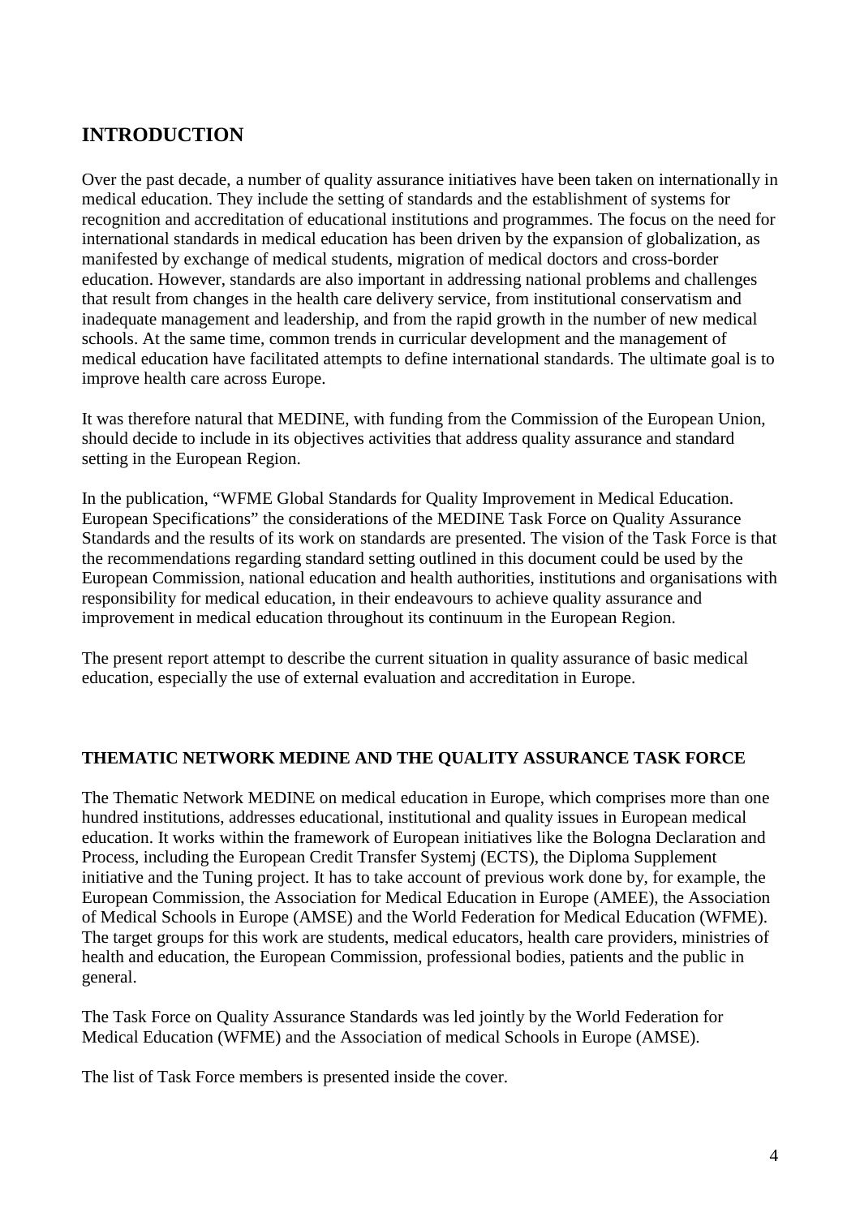## INTRODUCTION

Over the past decade, a number of quality assurance initiatives have been taken on internationally in medical education. They include the setting of standards and the establishment of systems for recognition and accreditation of educational institutions and programmes. The focus on the need for international standards in medical education has been driven by the expansion of globalization, as manifested by exchange of medical students, migration of medical doctors and cross-border education. However, standards are also important in addressing national problems and challenges that result from changes in the health care delivery service, from institutional conservatism and inadequate management and leadership, and from the rapid growth in the number of new medical schools. At the same time, common trends in curricular development and the management of medical education have facilitated attempts to define international standards. The ultimate goal is to improve health care across Europe.

It was therefore natural that MEDINE, with funding from the Commission of the European Union, should decide to include in its objectives activities that address quality assurance and standard setting in the European Region.

In the publication, "WFME Global Standards for Quality Improvement in Medical Education. European Specifications" the considerations of the MEDINE Task Force on Quality Assurance Standards and the results of its work on standards are presented. The vision of the Task Force is that the recommendations regarding standard setting outlined in this document could be used by the European Commission, national education and health authorities, institutions and organisations with responsibility for medical education, in their endeavours to achieve quality assurance and improvement in medical education throughout its continuum in the European Region.

The present report attempt to describe the current situation in quality assurance of basic medical education, especially the use of external evaluation and accreditation in Europe.

### THEMATIC NETWORK MEDINE AND THE QUALITY ASSURANCE TASK FORCE

The Thematic Network MEDINE on medical education in Europe, which comprises more than one hundred institutions, addresses educational, institutional and quality issues in European medical education. It works within the framework of European initiatives like the Bologna Declaration and Process, including the European Credit Transfer Systemj (ECTS), the Diploma Supplement initiative and the Tuning project. It has to take account of previous work done by, for example, the European Commission, the Association for Medical Education in Europe (AMEE), the Association of Medical Schools in Europe (AMSE) and the World Federation for Medical Education (WFME). The target groups for this work are students, medical educators, health care providers, ministries of health and education, the European Commission, professional bodies, patients and the public in general.

The Task Force on Quality Assurance Standards was led jointly by the World Federation for Medical Education (WFME) and the Association of medical Schools in Europe (AMSE).

The list of Task Force members is presented inside the cover.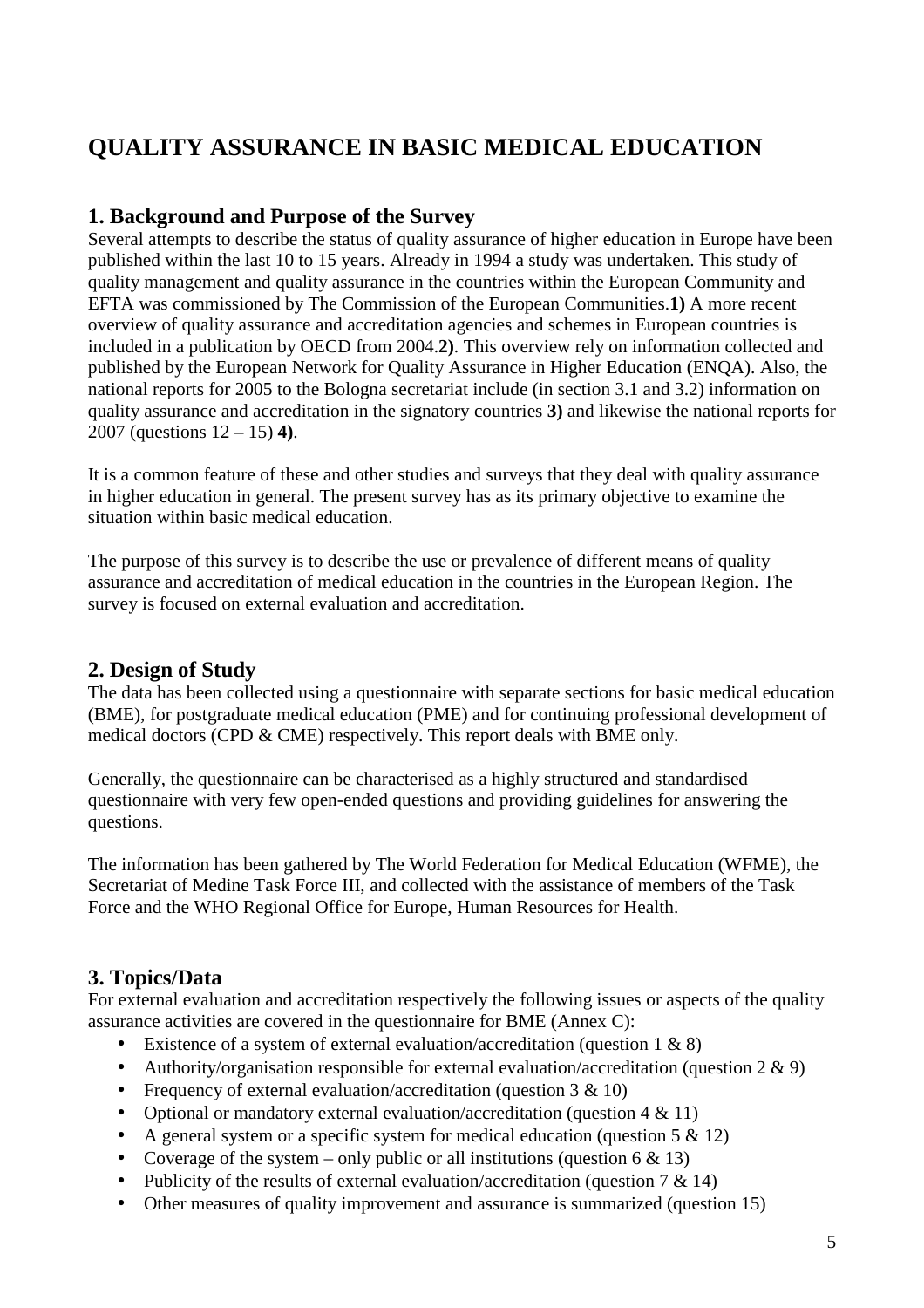# QUALITY ASSURANCE IN BASIC MEDICAL EDUCATION

## 1. Background and Purpose of the Survey

Several attempts to describe the status of quality assurance of higher education in Europe have been published within the last 10 to 15 years. Already in 1994 a study was undertaken. This study of quality management and quality assurance in the countries within the European Community and EFTA was commissioned by The Commission of the European Communities.**1)** A more recent overview of quality assurance and accreditation agencies and schemes in European countries is included in a publication by OECD from 2004.**2)**. This overview rely on information collected and published by the European Network for Quality Assurance in Higher Education (ENQA). Also, the national reports for 2005 to the Bologna secretariat include (in section 3.1 and 3.2) information on quality assurance and accreditation in the signatory countries **3)** and likewise the national reports for 2007 (questions 12 – 15) **4)**.

It is a common feature of these and other studies and surveys that they deal with quality assurance in higher education in general. The present survey has as its primary objective to examine the situation within basic medical education.

The purpose of this survey is to describe the use or prevalence of different means of quality assurance and accreditation of medical education in the countries in the European Region. The survey is focused on external evaluation and accreditation.

## 2. Design of Study

The data has been collected using a questionnaire with separate sections for basic medical education (BME), for postgraduate medical education (PME) and for continuing professional development of medical doctors (CPD & CME) respectively. This report deals with BME only.

Generally, the questionnaire can be characterised as a highly structured and standardised questionnaire with very few open-ended questions and providing guidelines for answering the questions.

The information has been gathered by The World Federation for Medical Education (WFME), the Secretariat of Medine Task Force III, and collected with the assistance of members of the Task Force and the WHO Regional Office for Europe, Human Resources for Health.

## 3. Topics/Data

For external evaluation and accreditation respectively the following issues or aspects of the quality assurance activities are covered in the questionnaire for BME (Annex C):

- Existence of a system of external evaluation/accreditation (question 1 & 8)
- Authority/organisation responsible for external evaluation/accreditation (question 2 & 9)
- Frequency of external evaluation/accreditation (question 3 & 10)
- Optional or mandatory external evaluation/accreditation (question 4 & 11)
- A general system or a specific system for medical education (question 5 & 12)
- Coverage of the system – only public or all institutions (question 6 & 13)
- Publicity of the results of external evaluation/accreditation (question 7 & 14)
- Other measures of quality improvement and assurance is summarized (question 15)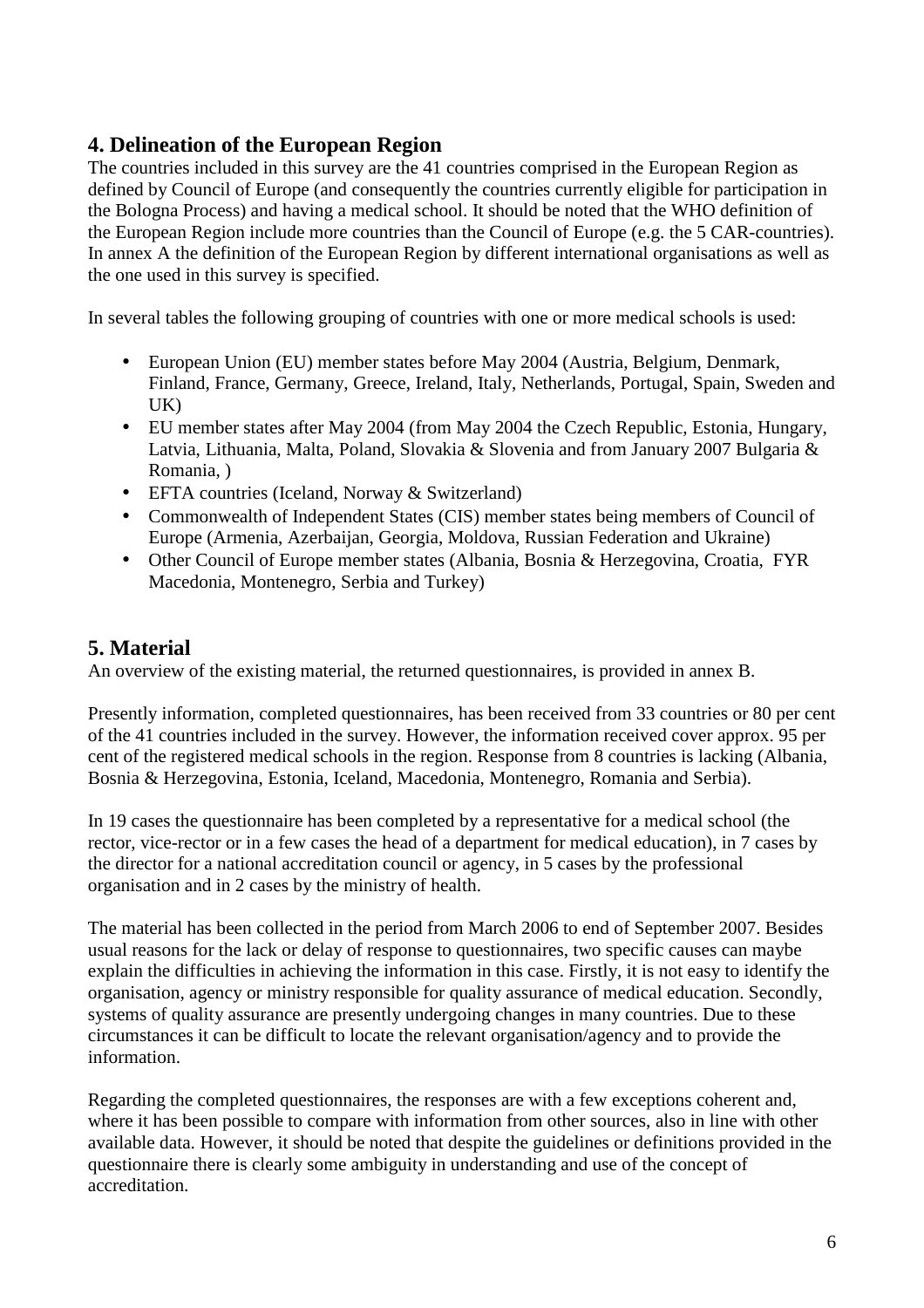## 4. Delineation of the European Region

The countries included in this survey are the 41 countries comprised in the European Region as defined by Council of Europe (and consequently the countries currently eligible for participation in the Bologna Process) and having a medical school. It should be noted that the WHO definition of the European Region include more countries than the Council of Europe (e.g. the 5 CAR-countries). In annex A the definition of the European Region by different international organisations as well as the one used in this survey is specified.

In several tables the following grouping of countries with one or more medical schools is used:

- European Union (EU) member states before May 2004 (Austria, Belgium, Denmark, Finland, France, Germany, Greece, Ireland, Italy, Netherlands, Portugal, Spain, Sweden and UK)
- EU member states after May 2004 (from May 2004 the Czech Republic, Estonia, Hungary, Latvia, Lithuania, Malta, Poland, Slovakia & Slovenia and from January 2007 Bulgaria & Romania, )
- EFTA countries (Iceland, Norway & Switzerland)
- Commonwealth of Independent States (CIS) member states being members of Council of Europe (Armenia, Azerbaijan, Georgia, Moldova, Russian Federation and Ukraine)
- Other Council of Europe member states (Albania, Bosnia & Herzegovina, Croatia, FYR Macedonia, Montenegro, Serbia and Turkey)

## 5. Material

An overview of the existing material, the returned questionnaires, is provided in annex B.

Presently information, completed questionnaires, has been received from 33 countries or 80 per cent of the 41 countries included in the survey. However, the information received cover approx. 95 per cent of the registered medical schools in the region. Response from 8 countries is lacking (Albania, Bosnia & Herzegovina, Estonia, Iceland, Macedonia, Montenegro, Romania and Serbia).

In 19 cases the questionnaire has been completed by a representative for a medical school (the rector, vice-rector or in a few cases the head of a department for medical education), in 7 cases by the director for a national accreditation council or agency, in 5 cases by the professional organisation and in 2 cases by the ministry of health.

The material has been collected in the period from March 2006 to end of September 2007. Besides usual reasons for the lack or delay of response to questionnaires, two specific causes can maybe explain the difficulties in achieving the information in this case. Firstly, it is not easy to identify the organisation, agency or ministry responsible for quality assurance of medical education. Secondly, systems of quality assurance are presently undergoing changes in many countries. Due to these circumstances it can be difficult to locate the relevant organisation/agency and to provide the information.

Regarding the completed questionnaires, the responses are with a few exceptions coherent and, where it has been possible to compare with information from other sources, also in line with other available data. However, it should be noted that despite the guidelines or definitions provided in the questionnaire there is clearly some ambiguity in understanding and use of the concept of accreditation.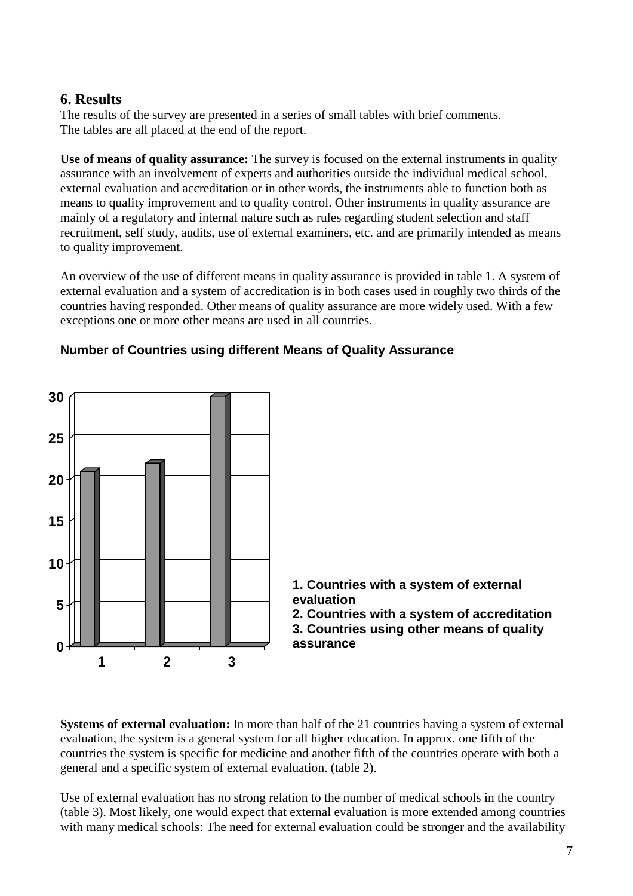## 6. Results

The results of the survey are presented in a series of small tables with brief comments.
The tables are all placed at the end of the report.

**Use of means of quality assurance:** The survey is focused on the external instruments in quality assurance with an involvement of experts and authorities outside the individual medical school, external evaluation and accreditation or in other words, the instruments able to function both as means to quality improvement and to quality control. Other instruments in quality assurance are mainly of a regulatory and internal nature such as rules regarding student selection and staff recruitment, self study, audits, use of external examiners, etc. and are primarily intended as means to quality improvement.

An overview of the use of different means in quality assurance is provided in table 1. A system of external evaluation and a system of accreditation is in both cases used in roughly two thirds of the countries having responded. Other means of quality assurance are more widely used. With a few exceptions one or more other means are used in all countries.

**Number of Countries using different Means of Quality Assurance**

**1. Countries with a system of external evaluation**
**2. Countries with a system of accreditation**
**3. Countries using other means of quality assurance**

**Systems of external evaluation:** In more than half of the 21 countries having a system of external evaluation, the system is a general system for all higher education. In approx. one fifth of the countries the system is specific for medicine and another fifth of the countries operate with both a general and a specific system of external evaluation. (table 2).

Use of external evaluation has no strong relation to the number of medical schools in the country (table 3). Most likely, one would expect that external evaluation is more extended among countries with many medical schools: The need for external evaluation could be stronger and the availability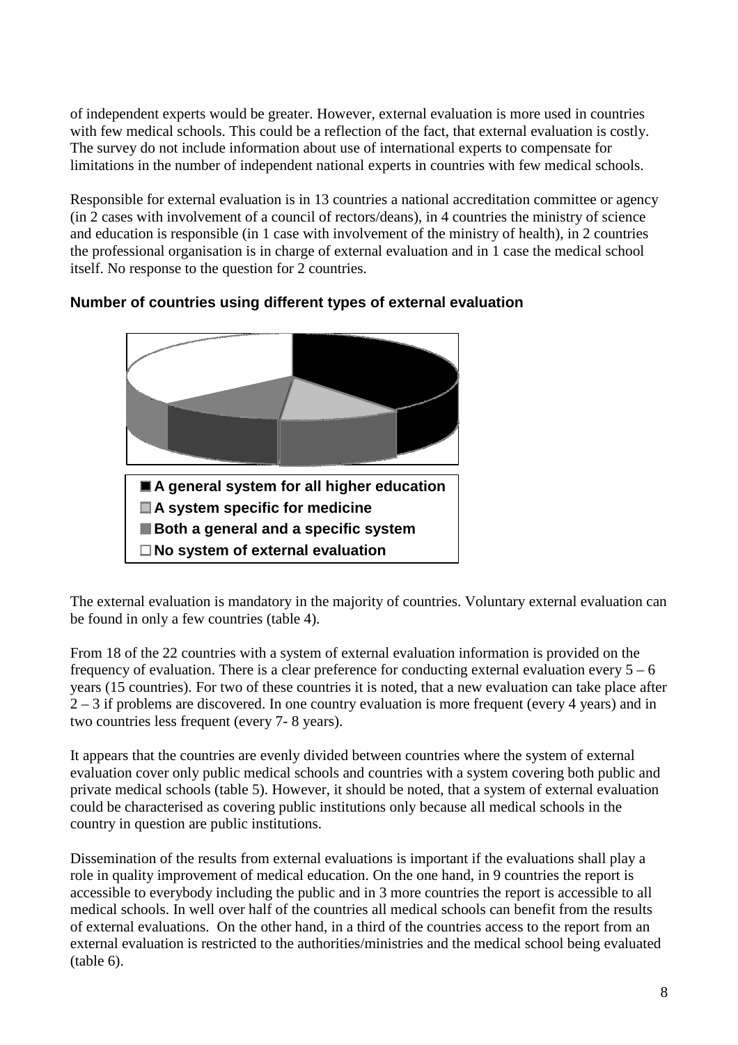of independent experts would be greater. However, external evaluation is more used in countries with few medical schools. This could be a reflection of the fact, that external evaluation is costly. The survey do not include information about use of international experts to compensate for limitations in the number of independent national experts in countries with few medical schools.

Responsible for external evaluation is in 13 countries a national accreditation committee or agency (in 2 cases with involvement of a council of rectors/deans), in 4 countries the ministry of science and education is responsible (in 1 case with involvement of the ministry of health), in 2 countries the professional organisation is in charge of external evaluation and in 1 case the medical school itself. No response to the question for 2 countries.

**Number of countries using different types of external evaluation**

- A general system for all higher education
- A system specific for medicine
- Both a general and a specific system
- No system of external evaluation

The external evaluation is mandatory in the majority of countries. Voluntary external evaluation can be found in only a few countries (table 4).

From 18 of the 22 countries with a system of external evaluation information is provided on the frequency of evaluation. There is a clear preference for conducting external evaluation every 5 – 6 years (15 countries). For two of these countries it is noted, that a new evaluation can take place after 2 – 3 if problems are discovered. In one country evaluation is more frequent (every 4 years) and in two countries less frequent (every 7- 8 years).

It appears that the countries are evenly divided between countries where the system of external evaluation cover only public medical schools and countries with a system covering both public and private medical schools (table 5). However, it should be noted, that a system of external evaluation could be characterised as covering public institutions only because all medical schools in the country in question are public institutions.

Dissemination of the results from external evaluations is important if the evaluations shall play a role in quality improvement of medical education. On the one hand, in 9 countries the report is accessible to everybody including the public and in 3 more countries the report is accessible to all medical schools. In well over half of the countries all medical schools can benefit from the results of external evaluations. On the other hand, in a third of the countries access to the report from an external evaluation is restricted to the authorities/ministries and the medical school being evaluated (table 6).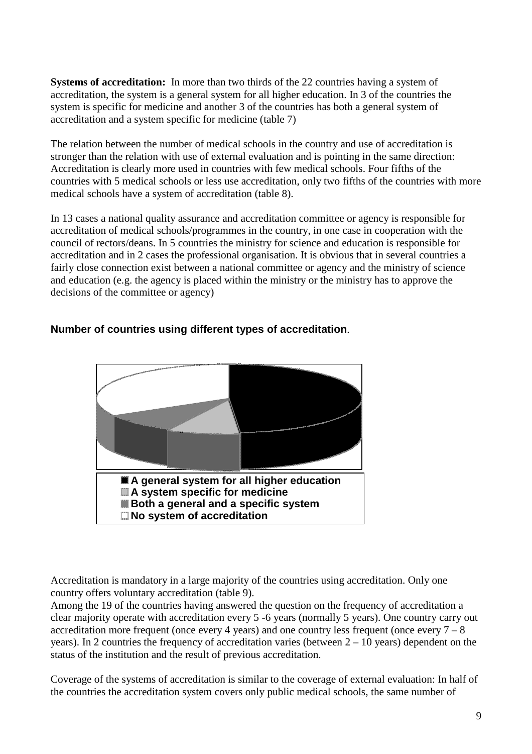**Systems of accreditation:** In more than two thirds of the 22 countries having a system of accreditation, the system is a general system for all higher education. In 3 of the countries the system is specific for medicine and another 3 of the countries has both a general system of accreditation and a system specific for medicine (table 7)

The relation between the number of medical schools in the country and use of accreditation is stronger than the relation with use of external evaluation and is pointing in the same direction: Accreditation is clearly more used in countries with few medical schools. Four fifths of the countries with 5 medical schools or less use accreditation, only two fifths of the countries with more medical schools have a system of accreditation (table 8).

In 13 cases a national quality assurance and accreditation committee or agency is responsible for accreditation of medical schools/programmes in the country, in one case in cooperation with the council of rectors/deans. In 5 countries the ministry for science and education is responsible for accreditation and in 2 cases the professional organisation. It is obvious that in several countries a fairly close connection exist between a national committee or agency and the ministry of science and education (e.g. the agency is placed within the ministry or the ministry has to approve the decisions of the committee or agency)

**Number of countries using different types of accreditation**.

- A general system for all higher education
- A system specific for medicine
- Both a general and a specific system
- No system of accreditation

Accreditation is mandatory in a large majority of the countries using accreditation. Only one country offers voluntary accreditation (table 9).
Among the 19 of the countries having answered the question on the frequency of accreditation a clear majority operate with accreditation every 5 -6 years (normally 5 years). One country carry out accreditation more frequent (once every 4 years) and one country less frequent (once every 7 – 8 years). In 2 countries the frequency of accreditation varies (between 2 – 10 years) dependent on the status of the institution and the result of previous accreditation.

Coverage of the systems of accreditation is similar to the coverage of external evaluation: In half of the countries the accreditation system covers only public medical schools, the same number of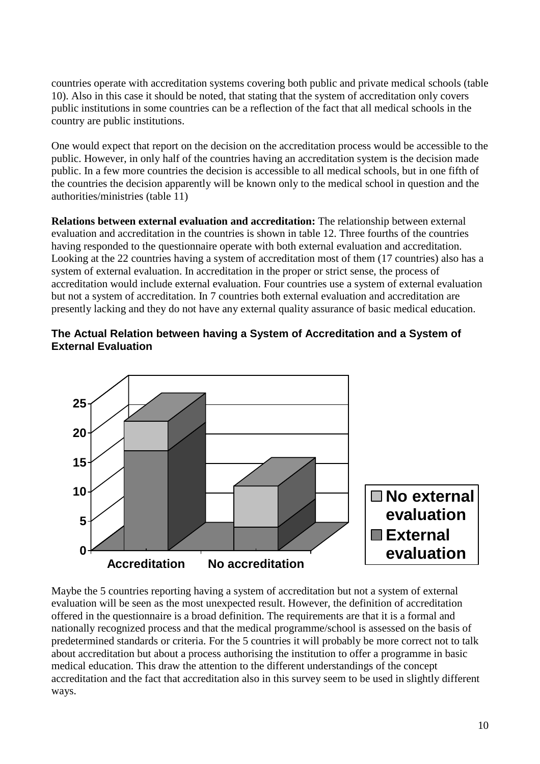countries operate with accreditation systems covering both public and private medical schools (table 10). Also in this case it should be noted, that stating that the system of accreditation only covers public institutions in some countries can be a reflection of the fact that all medical schools in the country are public institutions.

One would expect that report on the decision on the accreditation process would be accessible to the public. However, in only half of the countries having an accreditation system is the decision made public. In a few more countries the decision is accessible to all medical schools, but in one fifth of the countries the decision apparently will be known only to the medical school in question and the authorities/ministries (table 11)

**Relations between external evaluation and accreditation:** The relationship between external evaluation and accreditation in the countries is shown in table 12. Three fourths of the countries having responded to the questionnaire operate with both external evaluation and accreditation. Looking at the 22 countries having a system of accreditation most of them (17 countries) also has a system of external evaluation. In accreditation in the proper or strict sense, the process of accreditation would include external evaluation. Four countries use a system of external evaluation but not a system of accreditation. In 7 countries both external evaluation and accreditation are presently lacking and they do not have any external quality assurance of basic medical education.

**The Actual Relation between having a System of Accreditation and a System of External Evaluation**

Maybe the 5 countries reporting having a system of accreditation but not a system of external evaluation will be seen as the most unexpected result. However, the definition of accreditation offered in the questionnaire is a broad definition. The requirements are that it is a formal and nationally recognized process and that the medical programme/school is assessed on the basis of predetermined standards or criteria. For the 5 countries it will probably be more correct not to talk about accreditation but about a process authorising the institution to offer a programme in basic medical education. This draw the attention to the different understandings of the concept accreditation and the fact that accreditation also in this survey seem to be used in slightly different ways.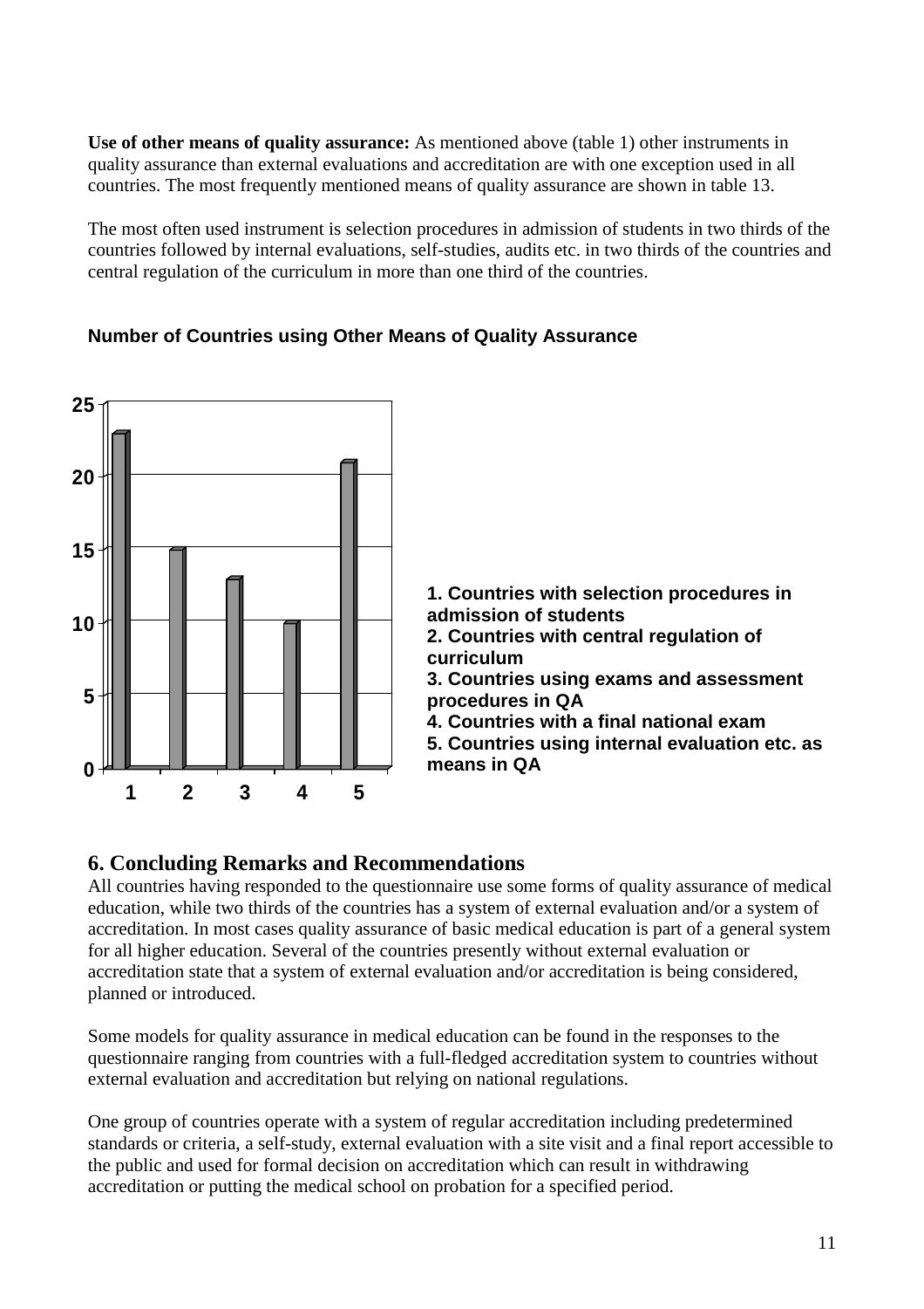**Use of other means of quality assurance:** As mentioned above (table 1) other instruments in quality assurance than external evaluations and accreditation are with one exception used in all countries. The most frequently mentioned means of quality assurance are shown in table 13.

The most often used instrument is selection procedures in admission of students in two thirds of the countries followed by internal evaluations, self-studies, audits etc. in two thirds of the countries and central regulation of the curriculum in more than one third of the countries.

**Number of Countries using Other Means of Quality Assurance**

| | Number of countries |
|---|---|
| 1 | 23 |
| 2 | 15 |
| 3 | 13 |
| 4 | 10 |
| 5 | 21 |

**1. Countries with selection procedures in admission of students**
**2. Countries with central regulation of curriculum**
**3. Countries using exams and assessment procedures in QA**
**4. Countries with a final national exam**
**5. Countries using internal evaluation etc. as means in QA**

## 6. Concluding Remarks and Recommendations

All countries having responded to the questionnaire use some forms of quality assurance of medical education, while two thirds of the countries has a system of external evaluation and/or a system of accreditation. In most cases quality assurance of basic medical education is part of a general system for all higher education. Several of the countries presently without external evaluation or accreditation state that a system of external evaluation and/or accreditation is being considered, planned or introduced.

Some models for quality assurance in medical education can be found in the responses to the questionnaire ranging from countries with a full-fledged accreditation system to countries without external evaluation and accreditation but relying on national regulations.

One group of countries operate with a system of regular accreditation including predetermined standards or criteria, a self-study, external evaluation with a site visit and a final report accessible to the public and used for formal decision on accreditation which can result in withdrawing accreditation or putting the medical school on probation for a specified period.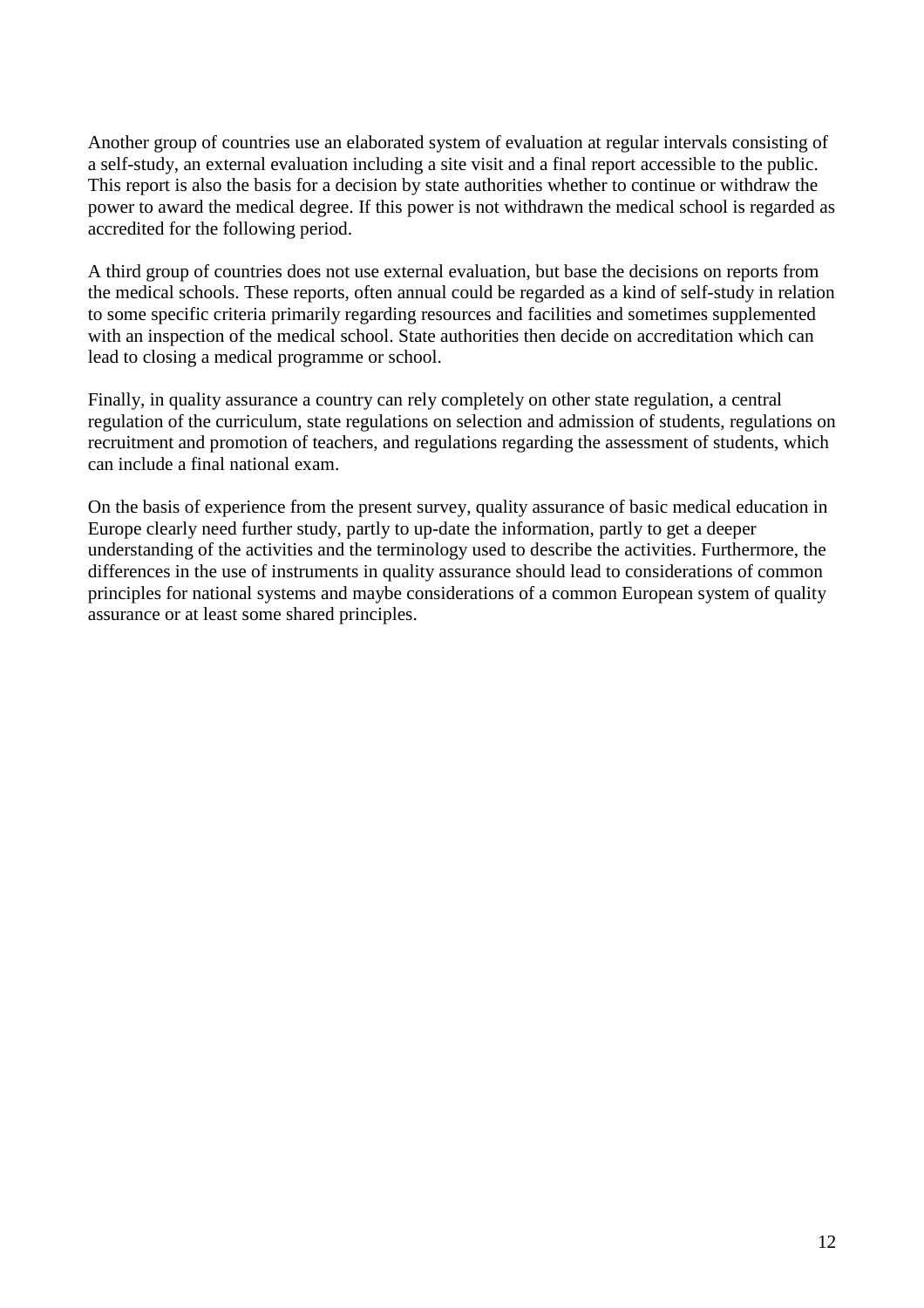Another group of countries use an elaborated system of evaluation at regular intervals consisting of a self-study, an external evaluation including a site visit and a final report accessible to the public. This report is also the basis for a decision by state authorities whether to continue or withdraw the power to award the medical degree. If this power is not withdrawn the medical school is regarded as accredited for the following period.

A third group of countries does not use external evaluation, but base the decisions on reports from the medical schools. These reports, often annual could be regarded as a kind of self-study in relation to some specific criteria primarily regarding resources and facilities and sometimes supplemented with an inspection of the medical school. State authorities then decide on accreditation which can lead to closing a medical programme or school.

Finally, in quality assurance a country can rely completely on other state regulation, a central regulation of the curriculum, state regulations on selection and admission of students, regulations on recruitment and promotion of teachers, and regulations regarding the assessment of students, which can include a final national exam.

On the basis of experience from the present survey, quality assurance of basic medical education in Europe clearly need further study, partly to up-date the information, partly to get a deeper understanding of the activities and the terminology used to describe the activities. Furthermore, the differences in the use of instruments in quality assurance should lead to considerations of common principles for national systems and maybe considerations of a common European system of quality assurance or at least some shared principles.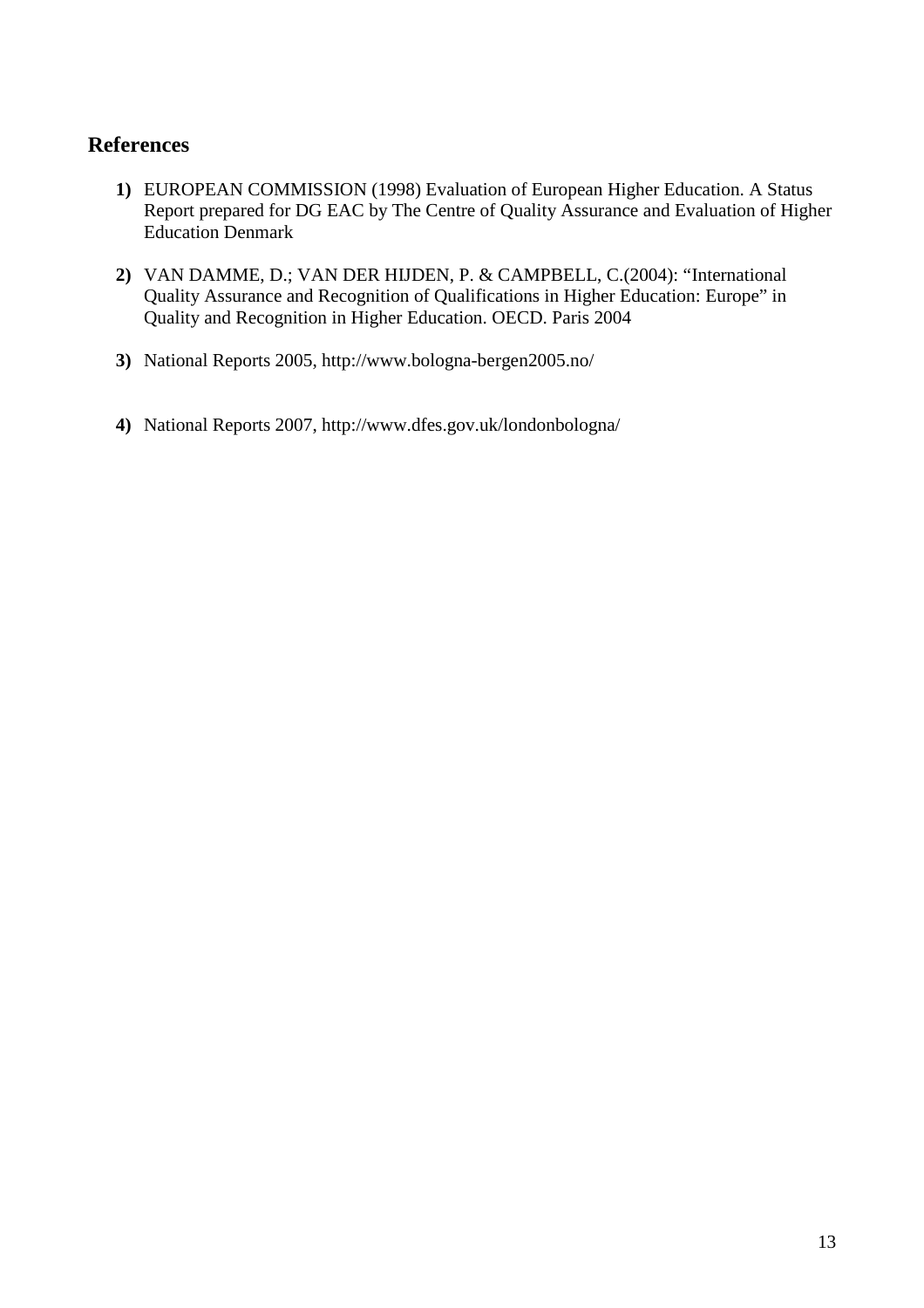## References

1) EUROPEAN COMMISSION (1998) Evaluation of European Higher Education. A Status Report prepared for DG EAC by The Centre of Quality Assurance and Evaluation of Higher Education Denmark

2) VAN DAMME, D.; VAN DER HIJDEN, P. & CAMPBELL, C.(2004): "International Quality Assurance and Recognition of Qualifications in Higher Education: Europe" in Quality and Recognition in Higher Education. OECD. Paris 2004

3) National Reports 2005, http://www.bologna-bergen2005.no/

4) National Reports 2007, http://www.dfes.gov.uk/londonbologna/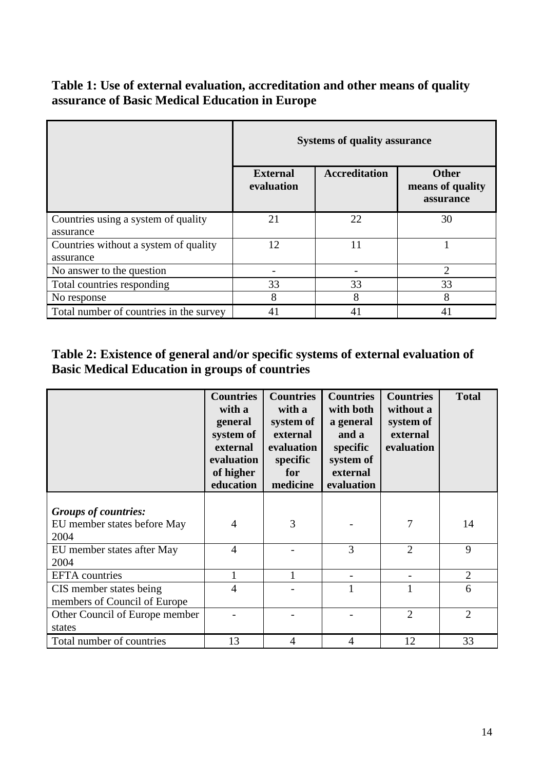**Table 1: Use of external evaluation, accreditation and other means of quality assurance of Basic Medical Education in Europe**

| | **Systems of quality assurance** | | |
|---|---|---|---|
| | **External evaluation** | **Accreditation** | **Other means of quality assurance** |
| Countries using a system of quality assurance | 21 | 22 | 30 |
| Countries without a system of quality assurance | 12 | 11 | 1 |
| No answer to the question | - | - | 2 |
| Total countries responding | 33 | 33 | 33 |
| No response | 8 | 8 | 8 |
| Total number of countries in the survey | 41 | 41 | 41 |

**Table 2: Existence of general and/or specific systems of external evaluation of Basic Medical Education in groups of countries**

| | **Countries with a general system of external evaluation of higher education** | **Countries with a system of external evaluation specific for medicine** | **Countries with both a general and a specific system of external evaluation** | **Countries without a system of external evaluation** | **Total** |
|---|---|---|---|---|---|
| ***Groups of countries:*** EU member states before May 2004 | 4 | 3 | - | 7 | 14 |
| EU member states after May 2004 | 4 | - | 3 | 2 | 9 |
| EFTA countries | 1 | 1 | - | - | 2 |
| CIS member states being members of Council of Europe | 4 | - | 1 | 1 | 6 |
| Other Council of Europe member states | - | - | - | 2 | 2 |
| Total number of countries | 13 | 4 | 4 | 12 | 33 |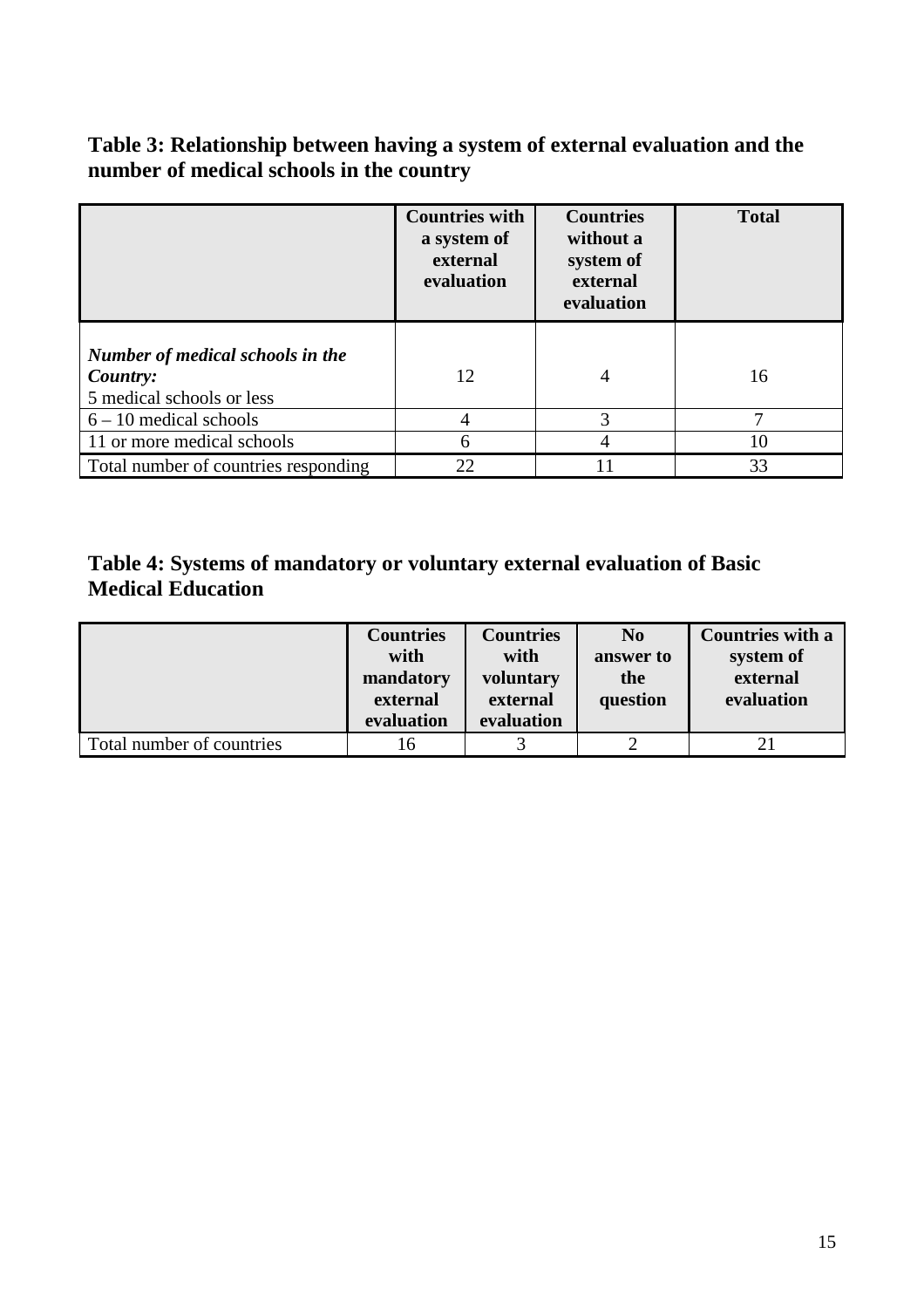**Table 3: Relationship between having a system of external evaluation and the number of medical schools in the country**

| | Countries with a system of external evaluation | Countries without a system of external evaluation | Total |
|---|---|---|---|
| ***Number of medical schools in the Country:*** 5 medical schools or less | 12 | 4 | 16 |
| 6 – 10 medical schools | 4 | 3 | 7 |
| 11 or more medical schools | 6 | 4 | 10 |
| Total number of countries responding | 22 | 11 | 33 |

**Table 4: Systems of mandatory or voluntary external evaluation of Basic Medical Education**

| | Countries with mandatory external evaluation | Countries with voluntary external evaluation | No answer to the question | Countries with a system of external evaluation |
|---|---|---|---|---|
| Total number of countries | 16 | 3 | 2 | 21 |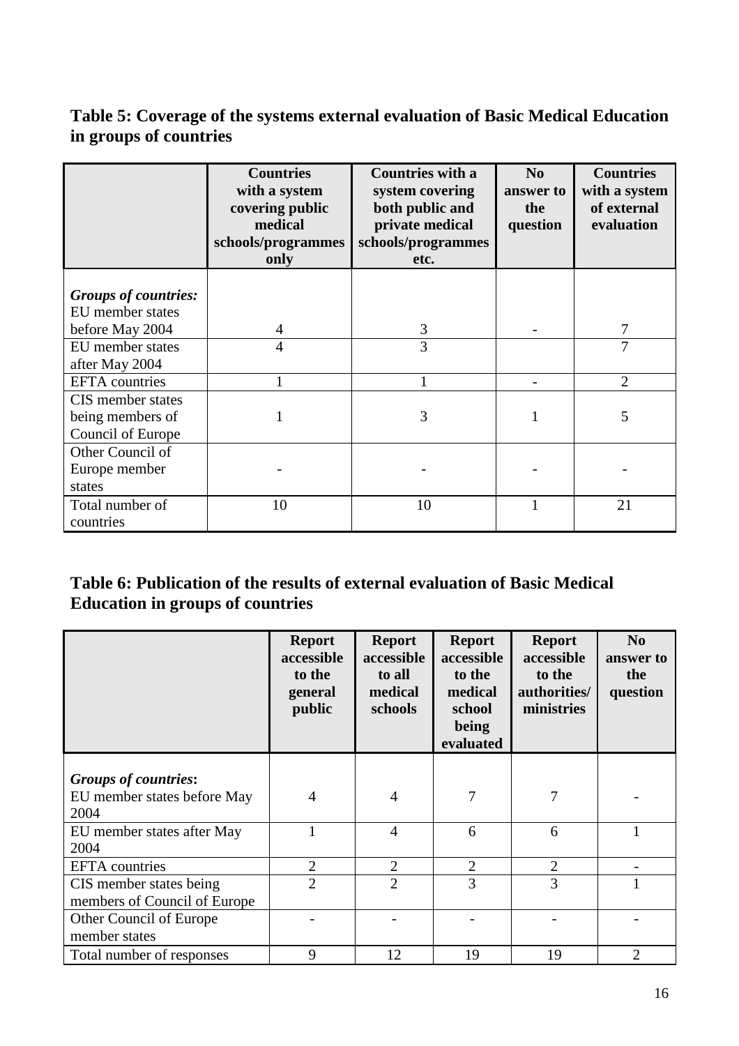**Table 5: Coverage of the systems external evaluation of Basic Medical Education in groups of countries**

| | Countries with a system covering public medical schools/programmes only | Countries with a system covering both public and private medical schools/programmes etc. | No answer to the question | Countries with a system of external evaluation |
|---|---|---|---|---|
| ***Groups of countries:*** EU member states before May 2004 | 4 | 3 | - | 7 |
| EU member states after May 2004 | 4 | 3 | | 7 |
| EFTA countries | 1 | 1 | - | 2 |
| CIS member states being members of Council of Europe | 1 | 3 | 1 | 5 |
| Other Council of Europe member states | - | - | - | - |
| Total number of countries | 10 | 10 | 1 | 21 |

**Table 6: Publication of the results of external evaluation of Basic Medical Education in groups of countries**

| | Report accessible to the general public | Report accessible to all medical schools | Report accessible to the medical school being evaluated | Report accessible to the authorities/ ministries | No answer to the question |
|---|---|---|---|---|---|
| ***Groups of countries*:** EU member states before May 2004 | 4 | 4 | 7 | 7 | - |
| EU member states after May 2004 | 1 | 4 | 6 | 6 | 1 |
| EFTA countries | 2 | 2 | 2 | 2 | - |
| CIS member states being members of Council of Europe | 2 | 2 | 3 | 3 | 1 |
| Other Council of Europe member states | - | - | - | - | - |
| Total number of responses | 9 | 12 | 19 | 19 | 2 |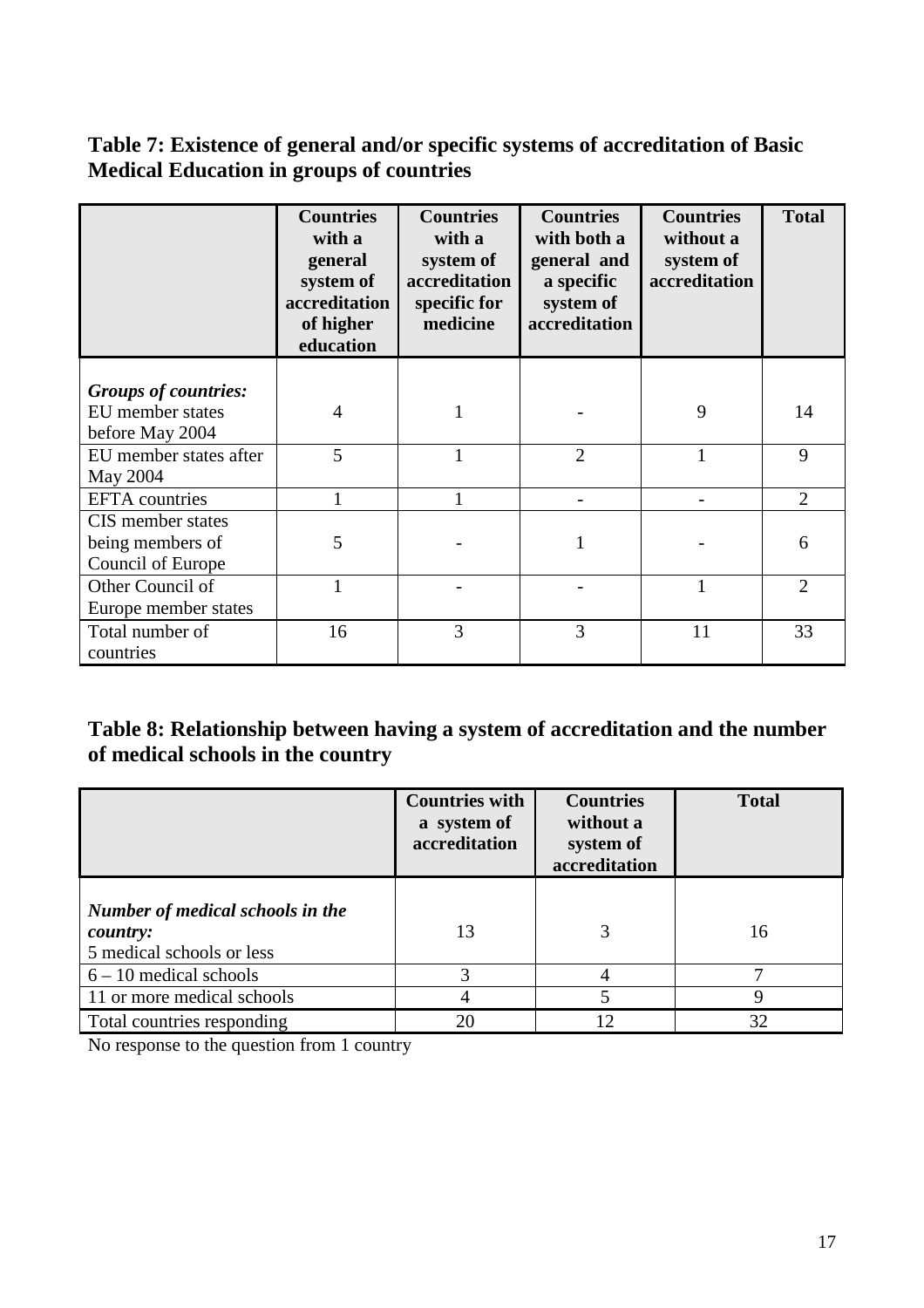**Table 7: Existence of general and/or specific systems of accreditation of Basic Medical Education in groups of countries**

| | Countries with a general system of accreditation of higher education | Countries with a system of accreditation specific for medicine | Countries with both a general and a specific system of accreditation | Countries without a system of accreditation | Total |
|---|---|---|---|---|---|
| ***Groups of countries:*** EU member states before May 2004 | 4 | 1 | - | 9 | 14 |
| EU member states after May 2004 | 5 | 1 | 2 | 1 | 9 |
| EFTA countries | 1 | 1 | - | - | 2 |
| CIS member states being members of Council of Europe | 5 | - | 1 | - | 6 |
| Other Council of Europe member states | 1 | - | - | 1 | 2 |
| Total number of countries | 16 | 3 | 3 | 11 | 33 |

**Table 8: Relationship between having a system of accreditation and the number of medical schools in the country**

| | Countries with a system of accreditation | Countries without a system of accreditation | Total |
|---|---|---|---|
| ***Number of medical schools in the country:*** 5 medical schools or less | 13 | 3 | 16 |
| 6 – 10 medical schools | 3 | 4 | 7 |
| 11 or more medical schools | 4 | 5 | 9 |
| Total countries responding | 20 | 12 | 32 |

No response to the question from 1 country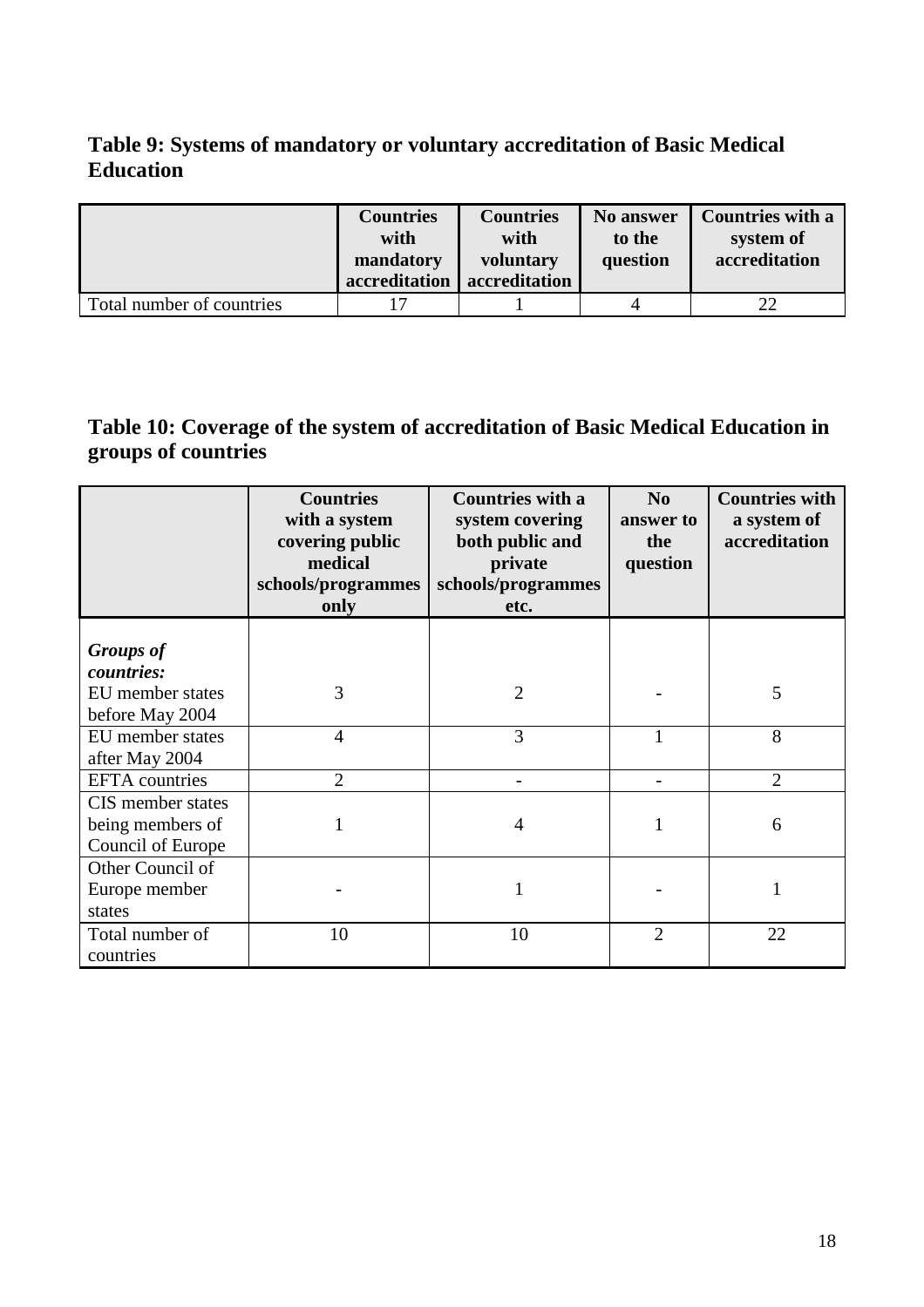### Table 9: Systems of mandatory or voluntary accreditation of Basic Medical Education

| | Countries with mandatory accreditation | Countries with voluntary accreditation | No answer to the question | Countries with a system of accreditation |
|---|---|---|---|---|
| Total number of countries | 17 | 1 | 4 | 22 |

### Table 10: Coverage of the system of accreditation of Basic Medical Education in groups of countries

| | Countries with a system covering public medical schools/programmes only | Countries with a system covering both public and private schools/programmes etc. | No answer to the question | Countries with a system of accreditation |
|---|---|---|---|---|
| ***Groups of countries:*** EU member states before May 2004 | 3 | 2 | - | 5 |
| EU member states after May 2004 | 4 | 3 | 1 | 8 |
| EFTA countries | 2 | - | - | 2 |
| CIS member states being members of Council of Europe | 1 | 4 | 1 | 6 |
| Other Council of Europe member states | - | 1 | - | 1 |
| Total number of countries | 10 | 10 | 2 | 22 |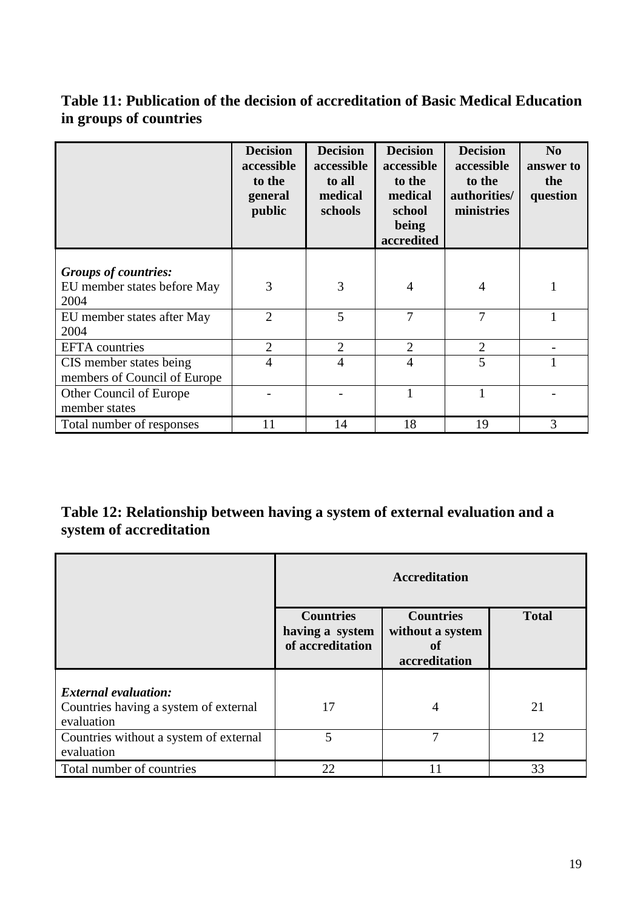**Table 11: Publication of the decision of accreditation of Basic Medical Education in groups of countries**

| | Decision accessible to the general public | Decision accessible to all medical schools | Decision accessible to the medical school being accredited | Decision accessible to the authorities/ ministries | No answer to the question |
|---|---|---|---|---|---|
| *Groups of countries:* EU member states before May 2004 | 3 | 3 | 4 | 4 | 1 |
| EU member states after May 2004 | 2 | 5 | 7 | 7 | 1 |
| EFTA countries | 2 | 2 | 2 | 2 | - |
| CIS member states being members of Council of Europe | 4 | 4 | 4 | 5 | 1 |
| Other Council of Europe member states | - | - | 1 | 1 | - |
| Total number of responses | 11 | 14 | 18 | 19 | 3 |

**Table 12: Relationship between having a system of external evaluation and a system of accreditation**

| | Accreditation | | |
|---|---|---|---|
| | Countries having a system of accreditation | Countries without a system of accreditation | Total |
| *External evaluation:* Countries having a system of external evaluation | 17 | 4 | 21 |
| Countries without a system of external evaluation | 5 | 7 | 12 |
| Total number of countries | 22 | 11 | 33 |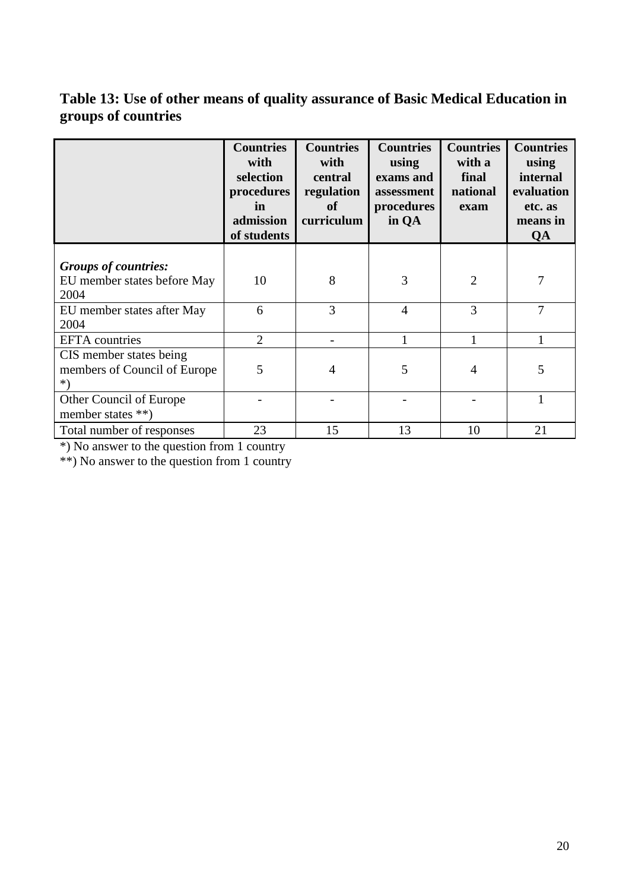**Table 13: Use of other means of quality assurance of Basic Medical Education in groups of countries**

| | Countries with selection procedures in admission of students | Countries with central regulation of curriculum | Countries using exams and assessment procedures in QA | Countries with a final national exam | Countries using internal evaluation etc. as means in QA |
|---|---|---|---|---|---|
| ***Groups of countries:*** EU member states before May 2004 | 10 | 8 | 3 | 2 | 7 |
| EU member states after May 2004 | 6 | 3 | 4 | 3 | 7 |
| EFTA countries | 2 | - | 1 | 1 | 1 |
| CIS member states being members of Council of Europe *) | 5 | 4 | 5 | 4 | 5 |
| Other Council of Europe member states **) | - | - | - | - | 1 |
| Total number of responses | 23 | 15 | 13 | 10 | 21 |

*) No answer to the question from 1 country

**) No answer to the question from 1 country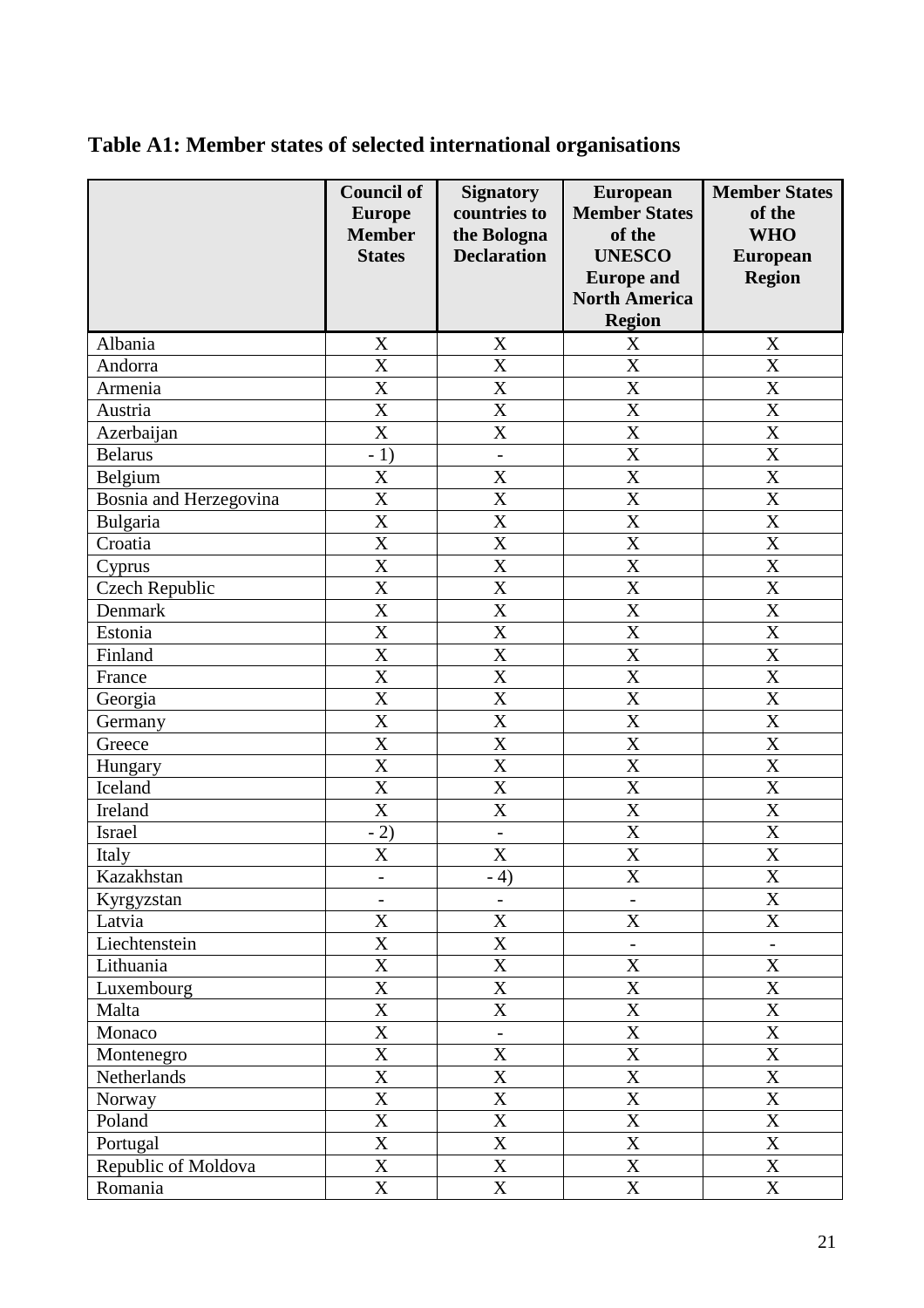## Table A1: Member states of selected international organisations

| | Council of Europe Member States | Signatory countries to the Bologna Declaration | European Member States of the UNESCO Europe and North America Region | Member States of the WHO European Region |
|---|---|---|---|---|
| Albania | X | X | X | X |
| Andorra | X | X | X | X |
| Armenia | X | X | X | X |
| Austria | X | X | X | X |
| Azerbaijan | X | X | X | X |
| Belarus | - 1) | - | X | X |
| Belgium | X | X | X | X |
| Bosnia and Herzegovina | X | X | X | X |
| Bulgaria | X | X | X | X |
| Croatia | X | X | X | X |
| Cyprus | X | X | X | X |
| Czech Republic | X | X | X | X |
| Denmark | X | X | X | X |
| Estonia | X | X | X | X |
| Finland | X | X | X | X |
| France | X | X | X | X |
| Georgia | X | X | X | X |
| Germany | X | X | X | X |
| Greece | X | X | X | X |
| Hungary | X | X | X | X |
| Iceland | X | X | X | X |
| Ireland | X | X | X | X |
| Israel | - 2) | - | X | X |
| Italy | X | X | X | X |
| Kazakhstan | - | - 4) | X | X |
| Kyrgyzstan | - | - | - | X |
| Latvia | X | X | X | X |
| Liechtenstein | X | X | - | - |
| Lithuania | X | X | X | X |
| Luxembourg | X | X | X | X |
| Malta | X | X | X | X |
| Monaco | X | - | X | X |
| Montenegro | X | X | X | X |
| Netherlands | X | X | X | X |
| Norway | X | X | X | X |
| Poland | X | X | X | X |
| Portugal | X | X | X | X |
| Republic of Moldova | X | X | X | X |
| Romania | X | X | X | X |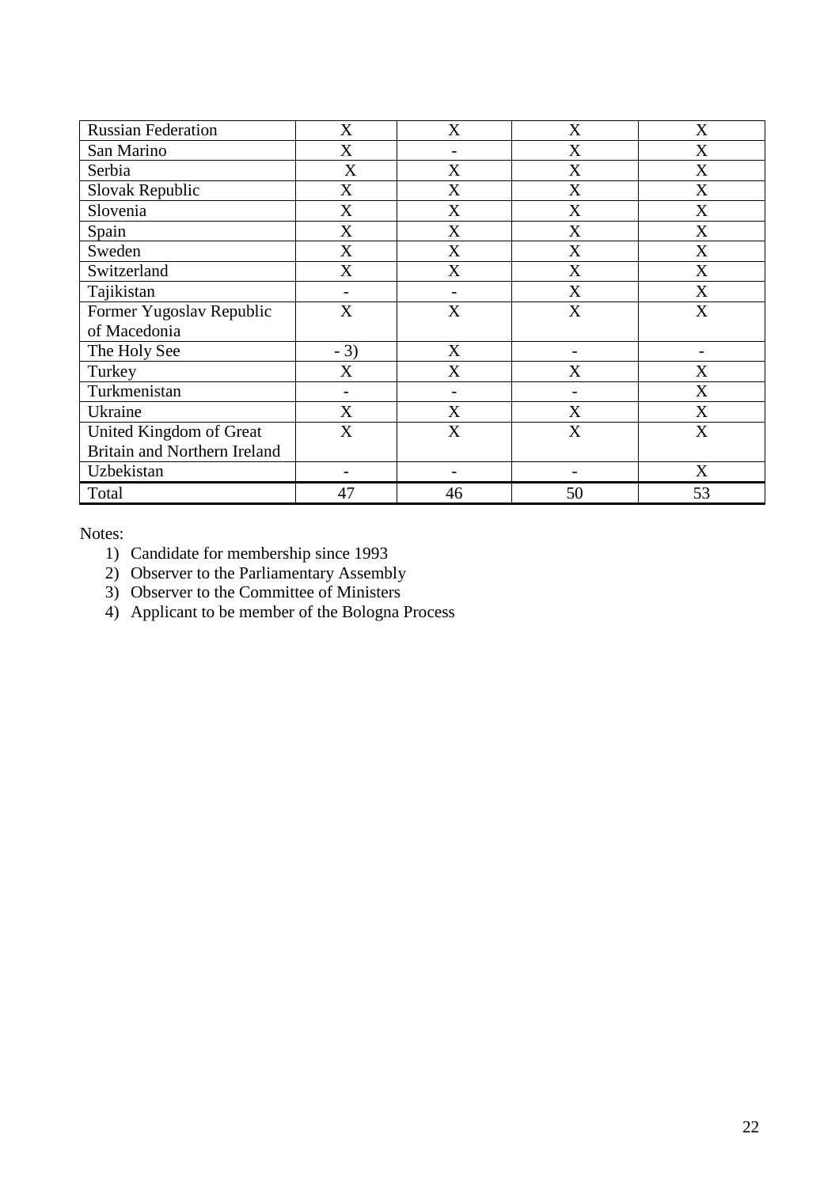| | | | | |
|---|---|---|---|---|
| Russian Federation | X | X | X | X |
| San Marino | X | - | X | X |
| Serbia | X | X | X | X |
| Slovak Republic | X | X | X | X |
| Slovenia | X | X | X | X |
| Spain | X | X | X | X |
| Sweden | X | X | X | X |
| Switzerland | X | X | X | X |
| Tajikistan | - | - | X | X |
| Former Yugoslav Republic of Macedonia | X | X | X | X |
| The Holy See | - 3) | X | - | - |
| Turkey | X | X | X | X |
| Turkmenistan | - | - | - | X |
| Ukraine | X | X | X | X |
| United Kingdom of Great Britain and Northern Ireland | X | X | X | X |
| Uzbekistan | - | - | - | X |
| Total | 47 | 46 | 50 | 53 |

Notes:

1) Candidate for membership since 1993
2) Observer to the Parliamentary Assembly
3) Observer to the Committee of Ministers
4) Applicant to be member of the Bologna Process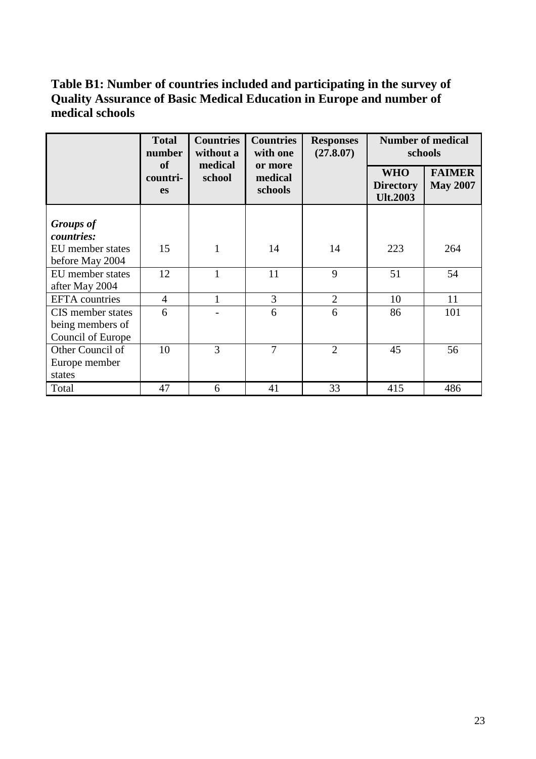**Table B1: Number of countries included and participating in the survey of Quality Assurance of Basic Medical Education in Europe and number of medical schools**

| | Total number of countri-es | Countries without a medical school | Countries with one or more medical schools | Responses (27.8.07) | Number of medical schools | |
|---|---|---|---|---|---|---|
| | | | | | WHO Directory Ult.2003 | FAIMER May 2007 |
| ***Groups of countries:*** EU member states before May 2004 | 15 | 1 | 14 | 14 | 223 | 264 |
| EU member states after May 2004 | 12 | 1 | 11 | 9 | 51 | 54 |
| EFTA countries | 4 | 1 | 3 | 2 | 10 | 11 |
| CIS member states being members of Council of Europe | 6 | - | 6 | 6 | 86 | 101 |
| Other Council of Europe member states | 10 | 3 | 7 | 2 | 45 | 56 |
| Total | 47 | 6 | 41 | 33 | 415 | 486 |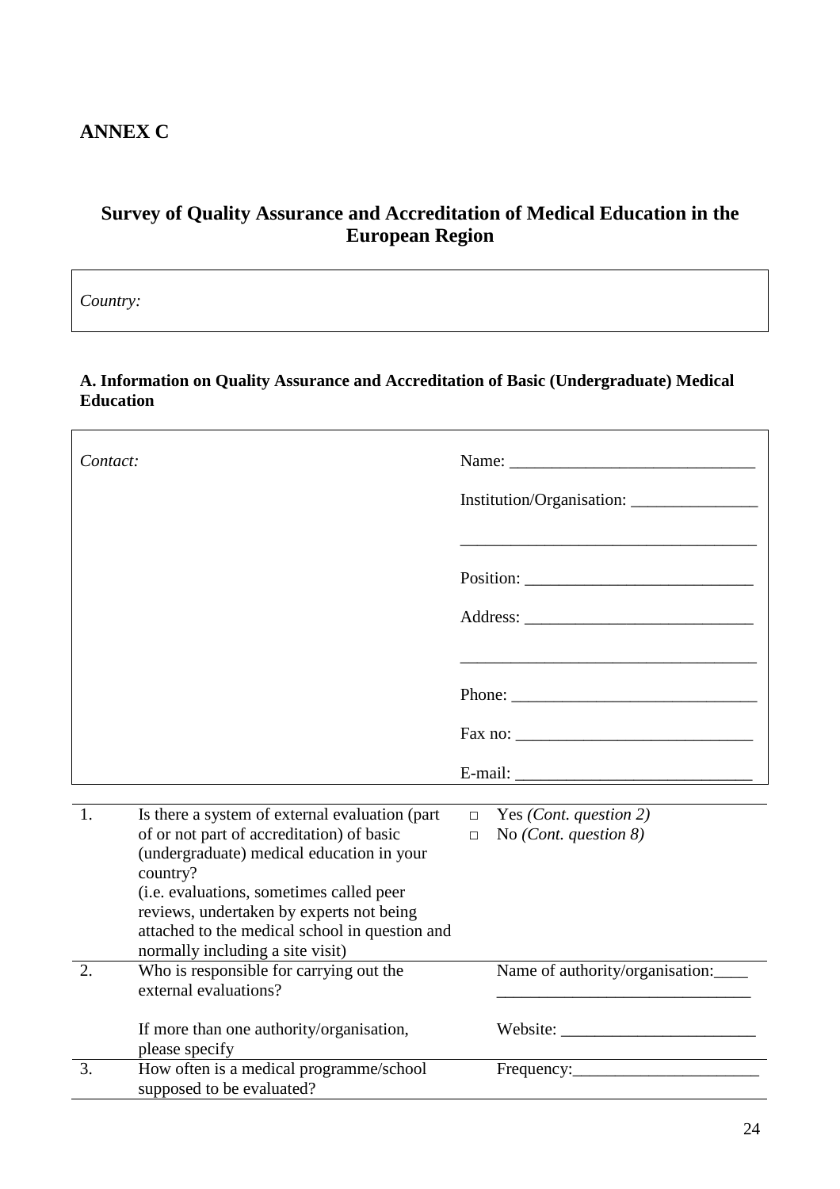## ANNEX C

## Survey of Quality Assurance and Accreditation of Medical Education in the European Region

| *Country:* |
|---|

### A. Information on Quality Assurance and Accreditation of Basic (Undergraduate) Medical Education

| *Contact:* | Name: ______________________________ |
|---|---|
| | Institution/Organisation: _______________ |
| | ___________________________________ |
| | Position: ___________________________ |
| | Address: ___________________________ |
| | ___________________________________ |
| | Phone: _____________________________ |
| | Fax no: ____________________________ |
| | E-mail: ____________________________ |

| | | |
|---|---|---|
| 1. | Is there a system of external evaluation (part of or not part of accreditation) of basic (undergraduate) medical education in your country?<br>(i.e. evaluations, sometimes called peer reviews, undertaken by experts not being attached to the medical school in question and normally including a site visit) | □ Yes *(Cont. question 2)*<br>□ No *(Cont. question 8)* |
| 2. | Who is responsible for carrying out the external evaluations?<br><br>If more than one authority/organisation, please specify | Name of authority/organisation:____<br>______________________________<br><br>Website: _______________________ |
| 3. | How often is a medical programme/school supposed to be evaluated? | Frequency:______________________ |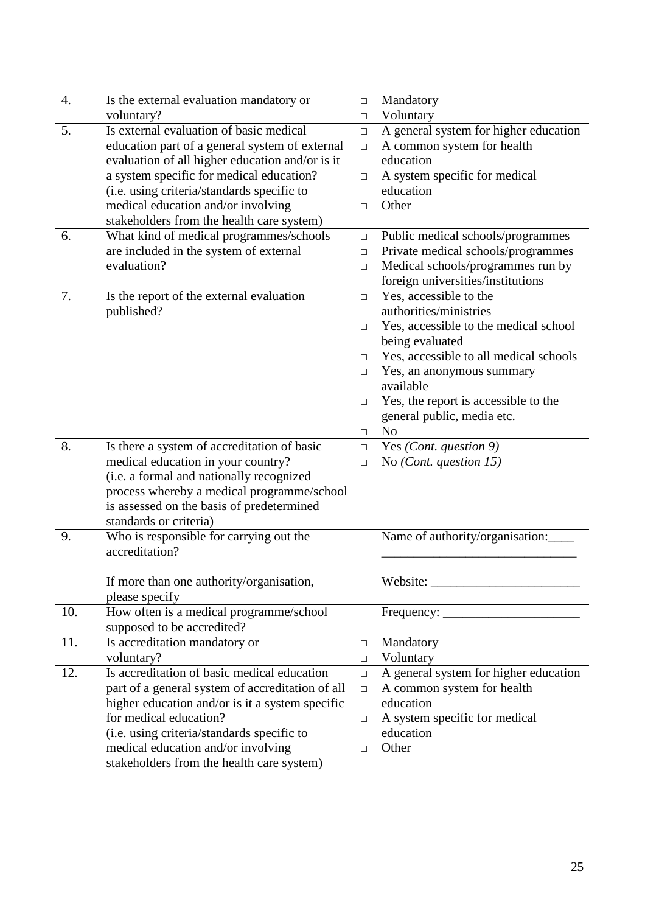| | | |
|---|---|---|
| 4. | Is the external evaluation mandatory or voluntary? | □ Mandatory<br>□ Voluntary |
| 5. | Is external evaluation of basic medical education part of a general system of external evaluation of all higher education and/or is it a system specific for medical education?<br>(i.e. using criteria/standards specific to medical education and/or involving stakeholders from the health care system) | □ A general system for higher education<br>□ A common system for health education<br>□ A system specific for medical education<br>□ Other |
| 6. | What kind of medical programmes/schools are included in the system of external evaluation? | □ Public medical schools/programmes<br>□ Private medical schools/programmes<br>□ Medical schools/programmes run by foreign universities/institutions |
| 7. | Is the report of the external evaluation published? | □ Yes, accessible to the authorities/ministries<br>□ Yes, accessible to the medical school being evaluated<br>□ Yes, accessible to all medical schools<br>□ Yes, an anonymous summary available<br>□ Yes, the report is accessible to the general public, media etc.<br>□ No |
| 8. | Is there a system of accreditation of basic medical education in your country?<br>(i.e. a formal and nationally recognized process whereby a medical programme/school is assessed on the basis of predetermined standards or criteria) | □ Yes *(Cont. question 9)*<br>□ No *(Cont. question 15)* |
| 9. | Who is responsible for carrying out the accreditation?<br><br>If more than one authority/organisation, please specify | Name of authority/organisation:____<br>______________________________<br><br>Website: _______________________ |
| 10. | How often is a medical programme/school supposed to be accredited? | Frequency: _____________________ |
| 11. | Is accreditation mandatory or voluntary? | □ Mandatory<br>□ Voluntary |
| 12. | Is accreditation of basic medical education part of a general system of accreditation of all higher education and/or is it a system specific for medical education?<br>(i.e. using criteria/standards specific to medical education and/or involving stakeholders from the health care system) | □ A general system for higher education<br>□ A common system for health education<br>□ A system specific for medical education<br>□ Other |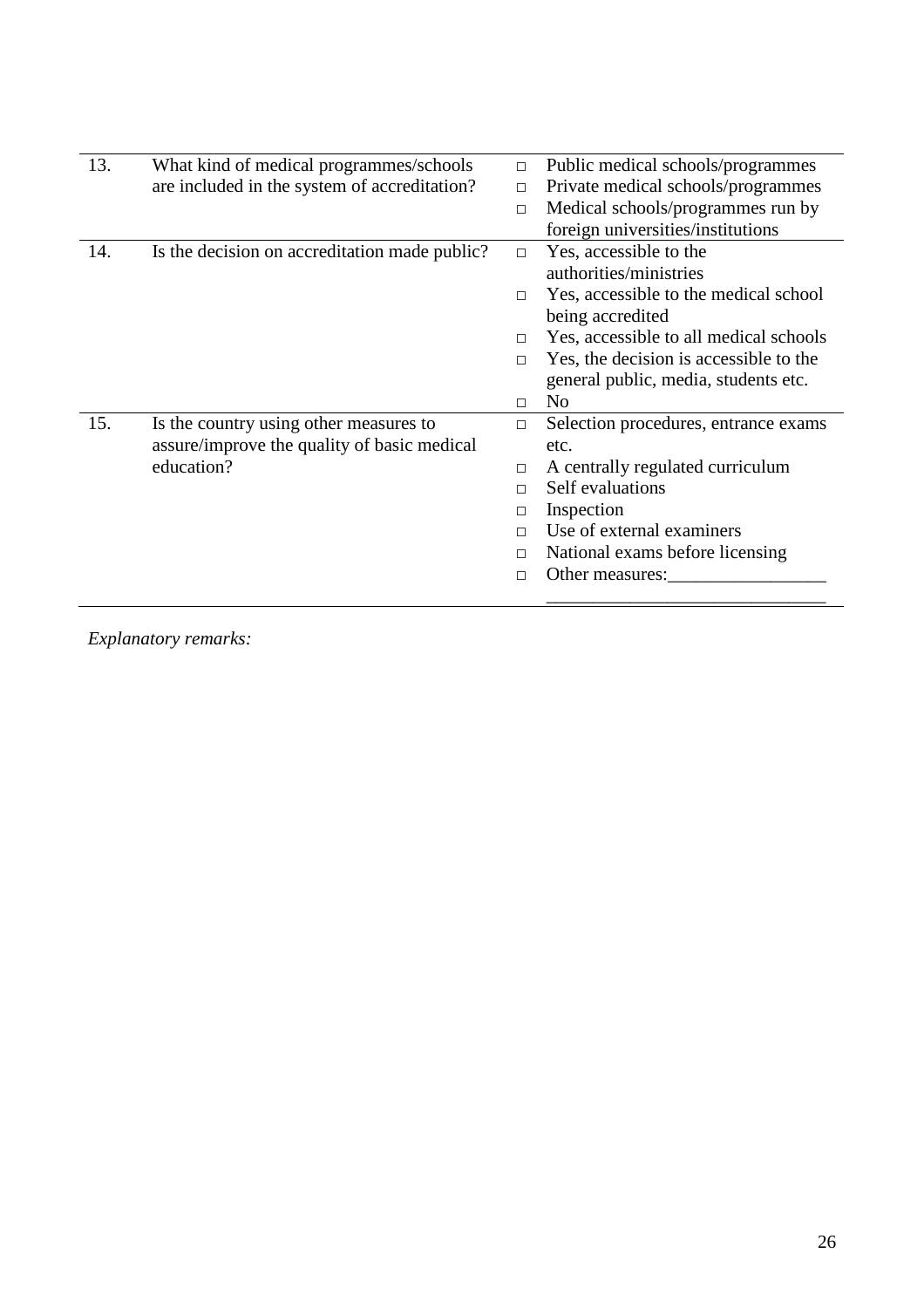| | | |
|---|---|---|
| 13. | What kind of medical programmes/schools are included in the system of accreditation? | □ Public medical schools/programmes<br>□ Private medical schools/programmes<br>□ Medical schools/programmes run by foreign universities/institutions |
| 14. | Is the decision on accreditation made public? | □ Yes, accessible to the authorities/ministries<br>□ Yes, accessible to the medical school being accredited<br>□ Yes, accessible to all medical schools<br>□ Yes, the decision is accessible to the general public, media, students etc.<br>□ No |
| 15. | Is the country using other measures to assure/improve the quality of basic medical education? | □ Selection procedures, entrance exams etc.<br>□ A centrally regulated curriculum<br>□ Self evaluations<br>□ Inspection<br>□ Use of external examiners<br>□ National exams before licensing<br>□ Other measures:_________________<br>______________________________ |

*Explanatory remarks:*